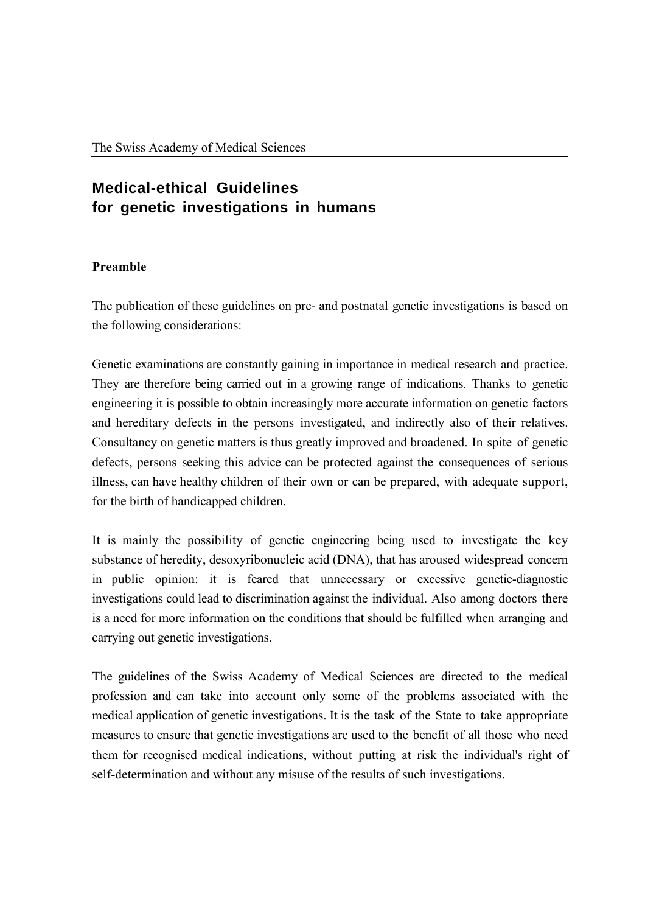The Swiss Academy of Medical Sciences

# Medical-ethical Guidelines for genetic investigations in humans

**Preamble**

The publication of these guidelines on pre- and postnatal genetic investigations is based on the following considerations:

Genetic examinations are constantly gaining in importance in medical research and practice. They are therefore being carried out in a growing range of indications. Thanks to genetic engineering it is possible to obtain increasingly more accurate information on genetic factors and hereditary defects in the persons investigated, and indirectly also of their relatives. Consultancy on genetic matters is thus greatly improved and broadened. In spite of genetic defects, persons seeking this advice can be protected against the consequences of serious illness, can have healthy children of their own or can be prepared, with adequate support, for the birth of handicapped children.

It is mainly the possibility of genetic engineering being used to investigate the key substance of heredity, desoxyribonucleic acid (DNA), that has aroused widespread concern in public opinion: it is feared that unnecessary or excessive genetic-diagnostic investigations could lead to discrimination against the individual. Also among doctors there is a need for more information on the conditions that should be fulfilled when arranging and carrying out genetic investigations.

The guidelines of the Swiss Academy of Medical Sciences are directed to the medical profession and can take into account only some of the problems associated with the medical application of genetic investigations. It is the task of the State to take appropriate measures to ensure that genetic investigations are used to the benefit of all those who need them for recognised medical indications, without putting at risk the individual's right of self-determination and without any misuse of the results of such investigations.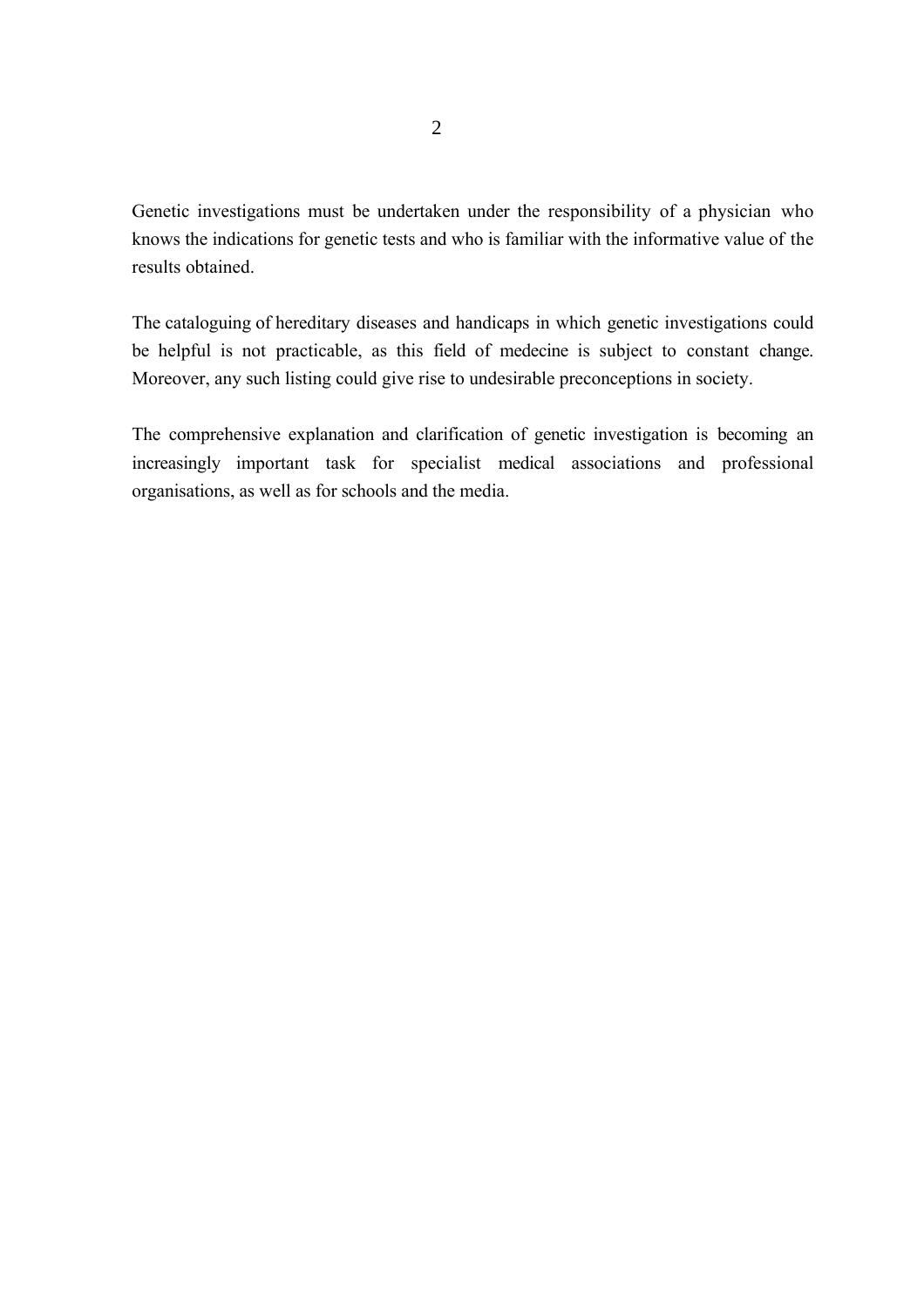Genetic investigations must be undertaken under the responsibility of a physician who knows the indications for genetic tests and who is familiar with the informative value of the results obtained.

The cataloguing of hereditary diseases and handicaps in which genetic investigations could be helpful is not practicable, as this field of medecine is subject to constant change. Moreover, any such listing could give rise to undesirable preconceptions in society.

The comprehensive explanation and clarification of genetic investigation is becoming an increasingly important task for specialist medical associations and professional organisations, as well as for schools and the media.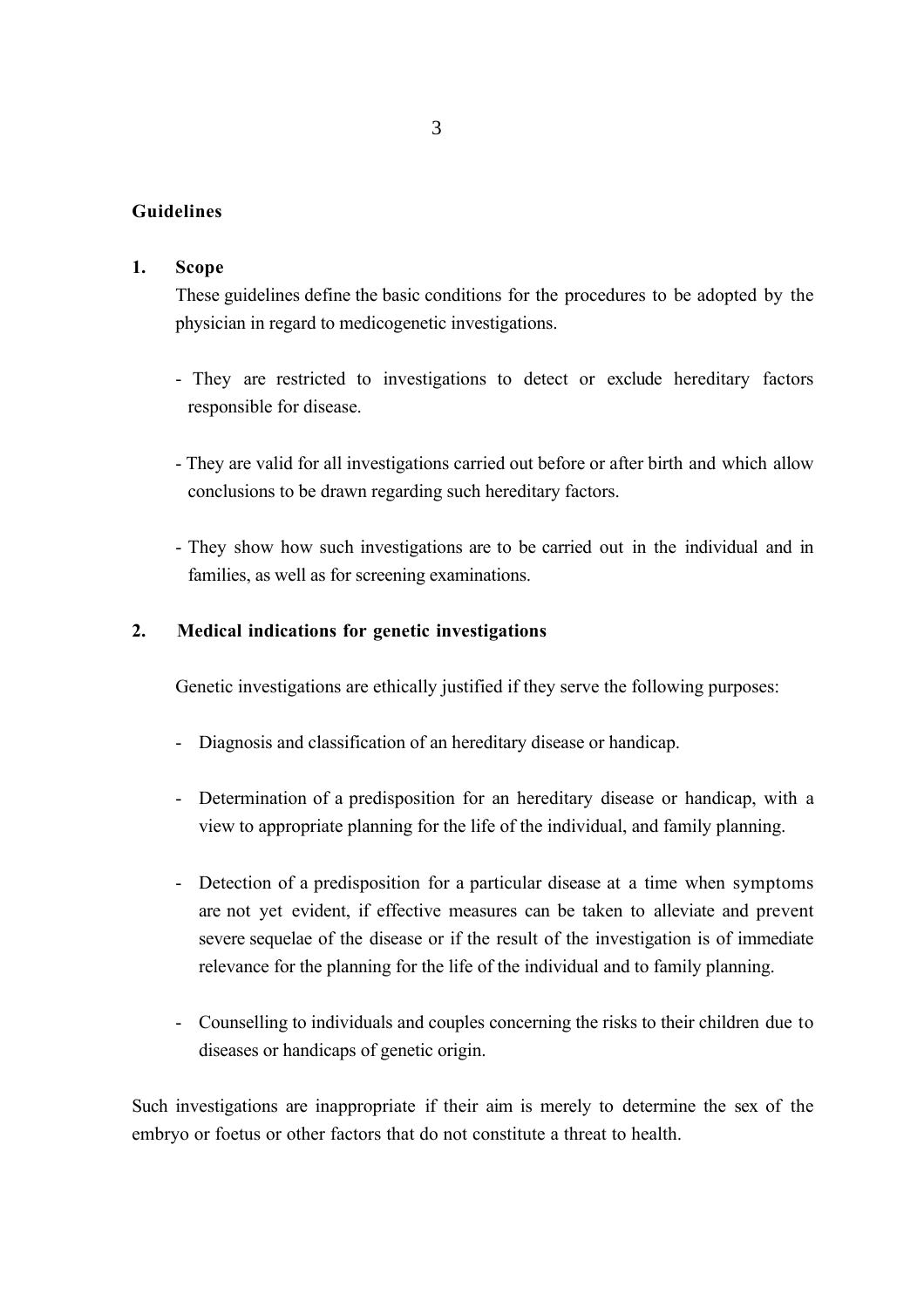## Guidelines

### 1. Scope

These guidelines define the basic conditions for the procedures to be adopted by the physician in regard to medicogenetic investigations.

- They are restricted to investigations to detect or exclude hereditary factors responsible for disease.
- They are valid for all investigations carried out before or after birth and which allow conclusions to be drawn regarding such hereditary factors.
- They show how such investigations are to be carried out in the individual and in families, as well as for screening examinations.

### 2. Medical indications for genetic investigations

Genetic investigations are ethically justified if they serve the following purposes:

- Diagnosis and classification of an hereditary disease or handicap.
- Determination of a predisposition for an hereditary disease or handicap, with a view to appropriate planning for the life of the individual, and family planning.
- Detection of a predisposition for a particular disease at a time when symptoms are not yet evident, if effective measures can be taken to alleviate and prevent severe sequelae of the disease or if the result of the investigation is of immediate relevance for the planning for the life of the individual and to family planning.
- Counselling to individuals and couples concerning the risks to their children due to diseases or handicaps of genetic origin.

Such investigations are inappropriate if their aim is merely to determine the sex of the embryo or foetus or other factors that do not constitute a threat to health.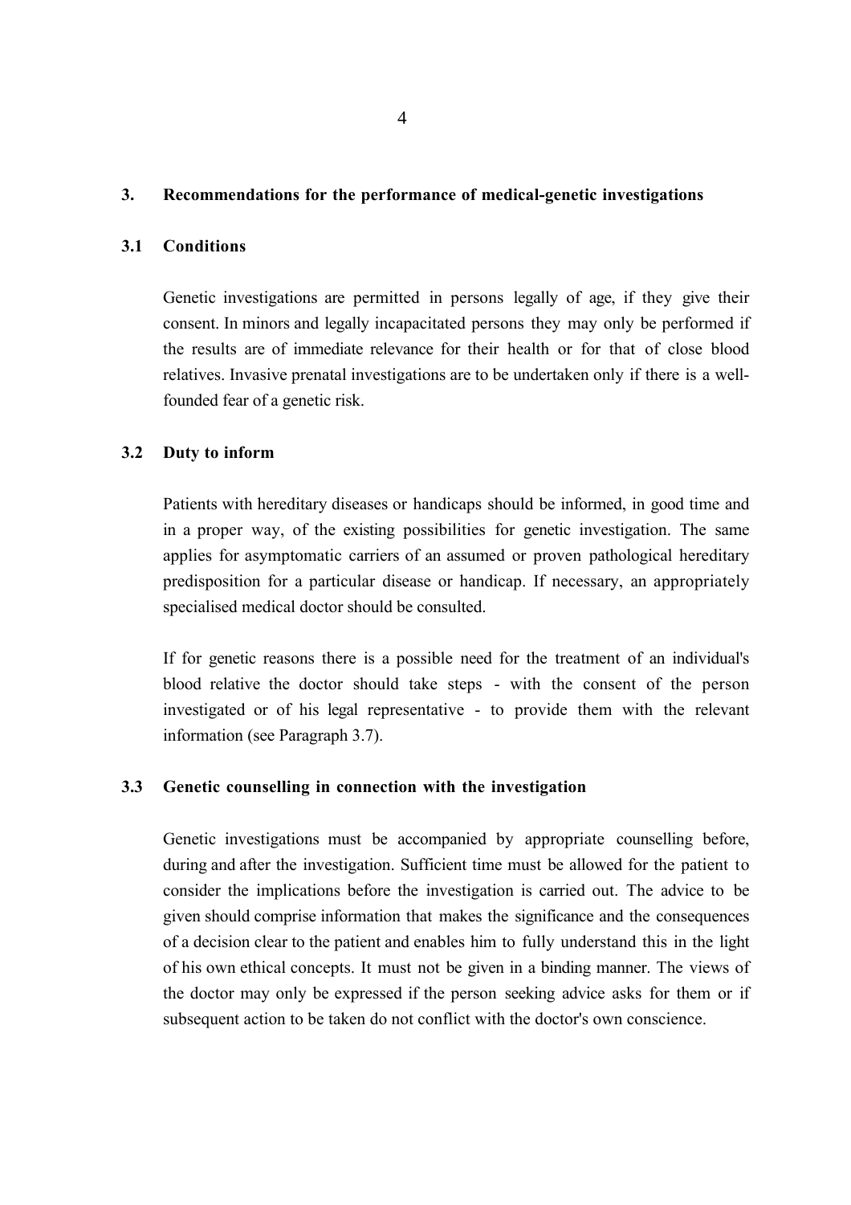## 3. Recommendations for the performance of medical-genetic investigations

### 3.1 Conditions

Genetic investigations are permitted in persons legally of age, if they give their consent. In minors and legally incapacitated persons they may only be performed if the results are of immediate relevance for their health or for that of close blood relatives. Invasive prenatal investigations are to be undertaken only if there is a well-founded fear of a genetic risk.

### 3.2 Duty to inform

Patients with hereditary diseases or handicaps should be informed, in good time and in a proper way, of the existing possibilities for genetic investigation. The same applies for asymptomatic carriers of an assumed or proven pathological hereditary predisposition for a particular disease or handicap. If necessary, an appropriately specialised medical doctor should be consulted.

If for genetic reasons there is a possible need for the treatment of an individual's blood relative the doctor should take steps - with the consent of the person investigated or of his legal representative - to provide them with the relevant information (see Paragraph 3.7).

### 3.3 Genetic counselling in connection with the investigation

Genetic investigations must be accompanied by appropriate counselling before, during and after the investigation. Sufficient time must be allowed for the patient to consider the implications before the investigation is carried out. The advice to be given should comprise information that makes the significance and the consequences of a decision clear to the patient and enables him to fully understand this in the light of his own ethical concepts. It must not be given in a binding manner. The views of the doctor may only be expressed if the person seeking advice asks for them or if subsequent action to be taken do not conflict with the doctor's own conscience.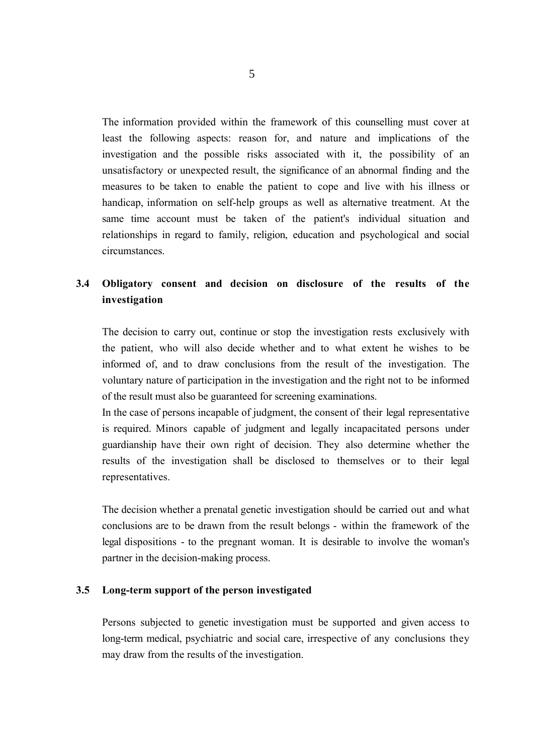The information provided within the framework of this counselling must cover at least the following aspects: reason for, and nature and implications of the investigation and the possible risks associated with it, the possibility of an unsatisfactory or unexpected result, the significance of an abnormal finding and the measures to be taken to enable the patient to cope and live with his illness or handicap, information on self-help groups as well as alternative treatment. At the same time account must be taken of the patient's individual situation and relationships in regard to family, religion, education and psychological and social circumstances.

### 3.4 Obligatory consent and decision on disclosure of the results of the investigation

The decision to carry out, continue or stop the investigation rests exclusively with the patient, who will also decide whether and to what extent he wishes to be informed of, and to draw conclusions from the result of the investigation. The voluntary nature of participation in the investigation and the right not to be informed of the result must also be guaranteed for screening examinations.
In the case of persons incapable of judgment, the consent of their legal representative is required. Minors capable of judgment and legally incapacitated persons under guardianship have their own right of decision. They also determine whether the results of the investigation shall be disclosed to themselves or to their legal representatives.

The decision whether a prenatal genetic investigation should be carried out and what conclusions are to be drawn from the result belongs - within the framework of the legal dispositions - to the pregnant woman. It is desirable to involve the woman's partner in the decision-making process.

### 3.5 Long-term support of the person investigated

Persons subjected to genetic investigation must be supported and given access to long-term medical, psychiatric and social care, irrespective of any conclusions they may draw from the results of the investigation.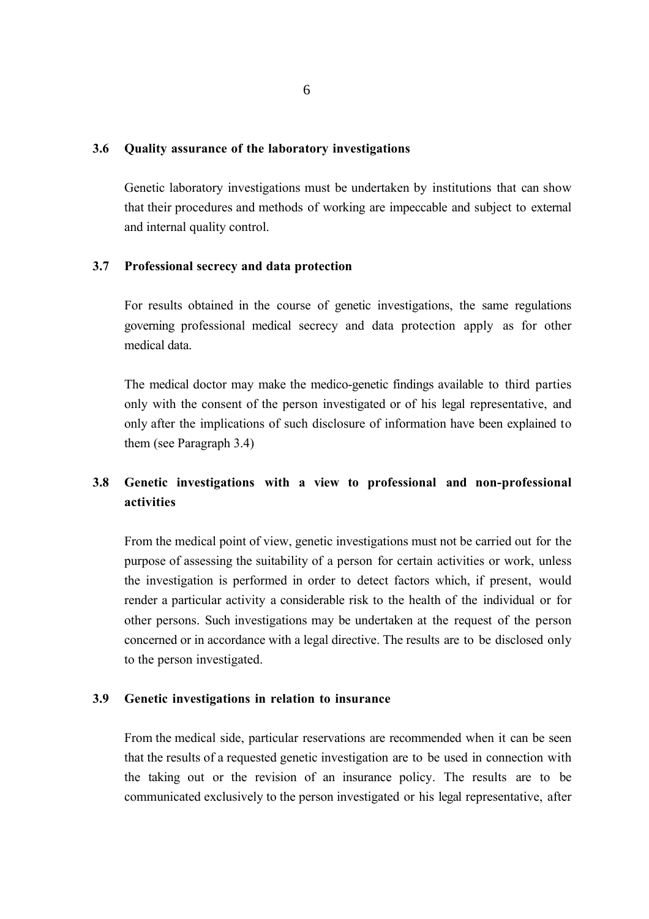### 3.6 Quality assurance of the laboratory investigations

Genetic laboratory investigations must be undertaken by institutions that can show that their procedures and methods of working are impeccable and subject to external and internal quality control.

### 3.7 Professional secrecy and data protection

For results obtained in the course of genetic investigations, the same regulations governing professional medical secrecy and data protection apply as for other medical data.

The medical doctor may make the medico-genetic findings available to third parties only with the consent of the person investigated or of his legal representative, and only after the implications of such disclosure of information have been explained to them (see Paragraph 3.4)

### 3.8 Genetic investigations with a view to professional and non-professional activities

From the medical point of view, genetic investigations must not be carried out for the purpose of assessing the suitability of a person for certain activities or work, unless the investigation is performed in order to detect factors which, if present, would render a particular activity a considerable risk to the health of the individual or for other persons. Such investigations may be undertaken at the request of the person concerned or in accordance with a legal directive. The results are to be disclosed only to the person investigated.

### 3.9 Genetic investigations in relation to insurance

From the medical side, particular reservations are recommended when it can be seen that the results of a requested genetic investigation are to be used in connection with the taking out or the revision of an insurance policy. The results are to be communicated exclusively to the person investigated or his legal representative, after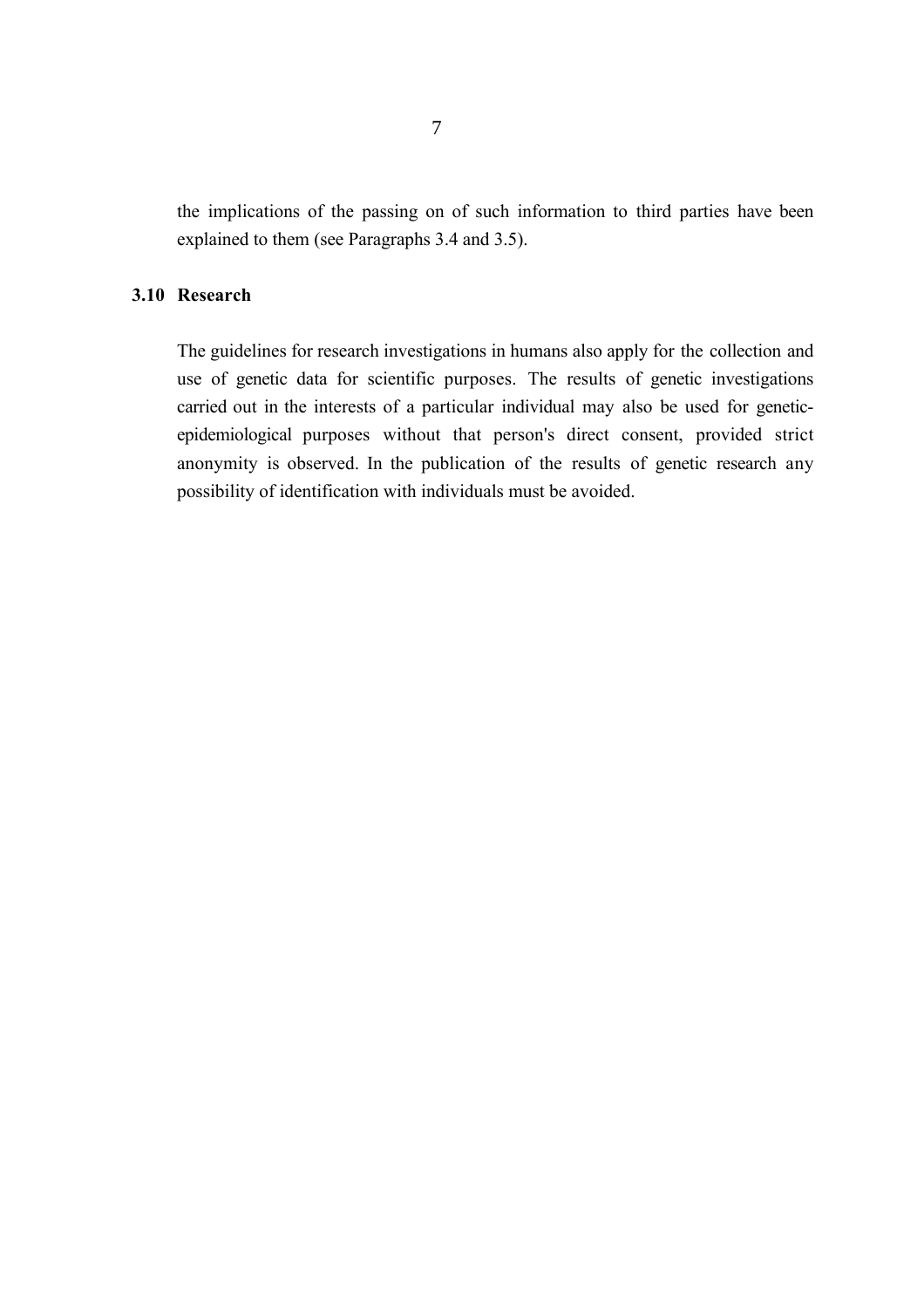the implications of the passing on of such information to third parties have been explained to them (see Paragraphs 3.4 and 3.5).

### 3.10 Research

The guidelines for research investigations in humans also apply for the collection and use of genetic data for scientific purposes. The results of genetic investigations carried out in the interests of a particular individual may also be used for genetic-epidemiological purposes without that person's direct consent, provided strict anonymity is observed. In the publication of the results of genetic research any possibility of identification with individuals must be avoided.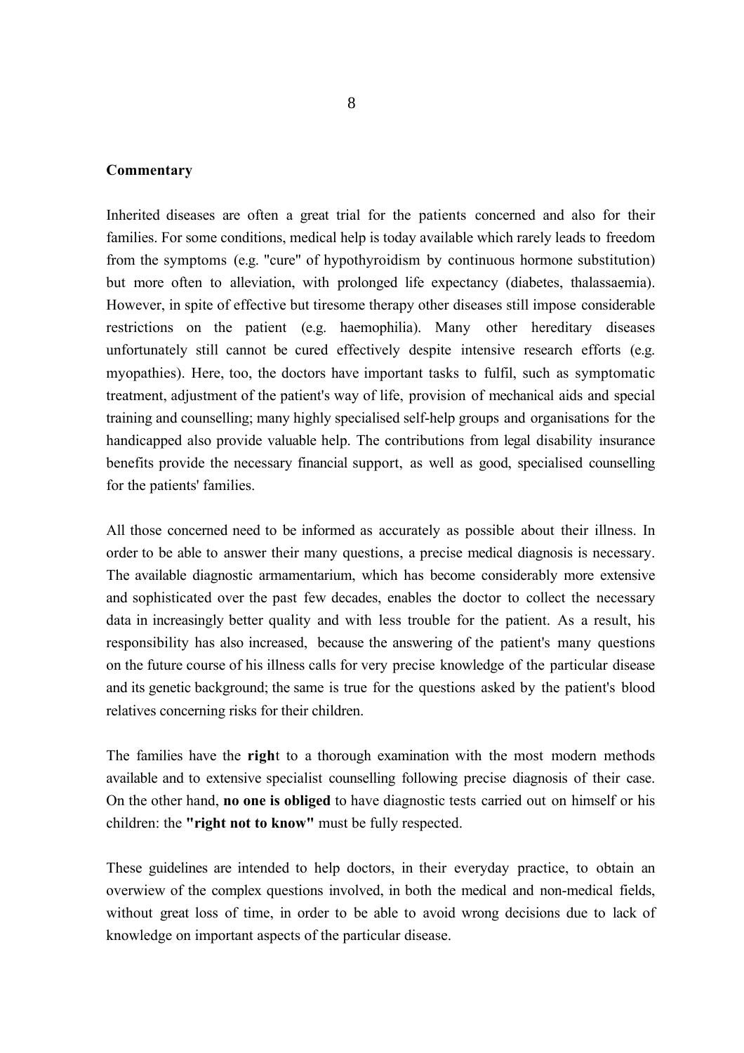**Commentary**

Inherited diseases are often a great trial for the patients concerned and also for their families. For some conditions, medical help is today available which rarely leads to freedom from the symptoms (e.g. "cure" of hypothyroidism by continuous hormone substitution) but more often to alleviation, with prolonged life expectancy (diabetes, thalassaemia). However, in spite of effective but tiresome therapy other diseases still impose considerable restrictions on the patient (e.g. haemophilia). Many other hereditary diseases unfortunately still cannot be cured effectively despite intensive research efforts (e.g. myopathies). Here, too, the doctors have important tasks to fulfil, such as symptomatic treatment, adjustment of the patient's way of life, provision of mechanical aids and special training and counselling; many highly specialised self-help groups and organisations for the handicapped also provide valuable help. The contributions from legal disability insurance benefits provide the necessary financial support, as well as good, specialised counselling for the patients' families.

All those concerned need to be informed as accurately as possible about their illness. In order to be able to answer their many questions, a precise medical diagnosis is necessary. The available diagnostic armamentarium, which has become considerably more extensive and sophisticated over the past few decades, enables the doctor to collect the necessary data in increasingly better quality and with less trouble for the patient. As a result, his responsibility has also increased, because the answering of the patient's many questions on the future course of his illness calls for very precise knowledge of the particular disease and its genetic background; the same is true for the questions asked by the patient's blood relatives concerning risks for their children.

The families have the **righ**t to a thorough examination with the most modern methods available and to extensive specialist counselling following precise diagnosis of their case. On the other hand, **no one is obliged** to have diagnostic tests carried out on himself or his children: the **"right not to know"** must be fully respected.

These guidelines are intended to help doctors, in their everyday practice, to obtain an overwiew of the complex questions involved, in both the medical and non-medical fields, without great loss of time, in order to be able to avoid wrong decisions due to lack of knowledge on important aspects of the particular disease.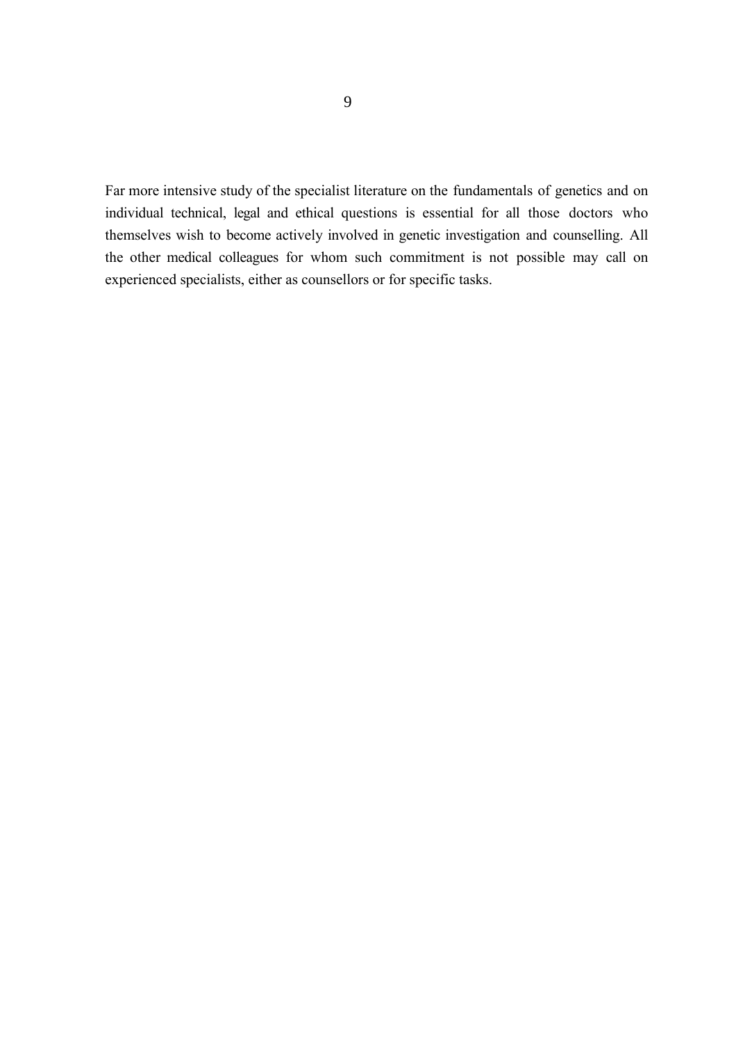Far more intensive study of the specialist literature on the fundamentals of genetics and on individual technical, legal and ethical questions is essential for all those doctors who themselves wish to become actively involved in genetic investigation and counselling. All the other medical colleagues for whom such commitment is not possible may call on experienced specialists, either as counsellors or for specific tasks.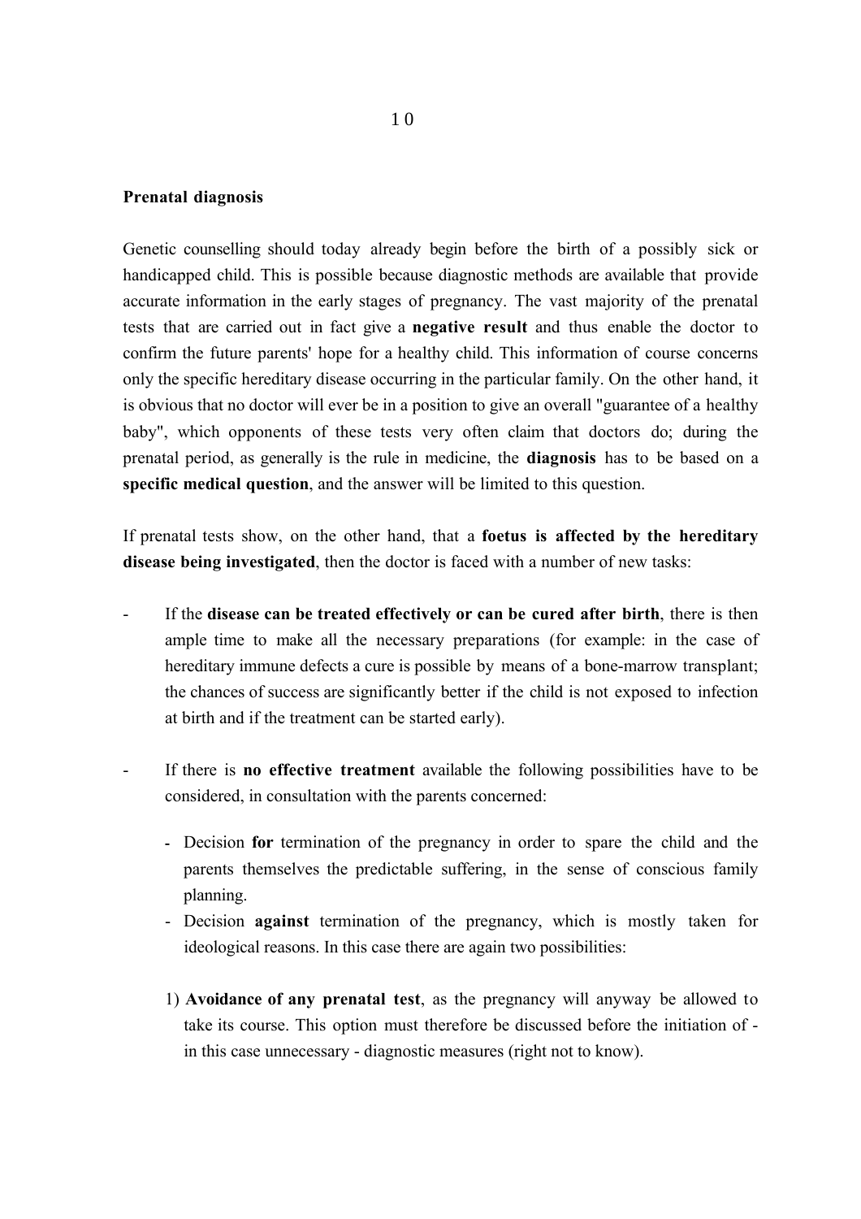**Prenatal diagnosis**

Genetic counselling should today already begin before the birth of a possibly sick or handicapped child. This is possible because diagnostic methods are available that provide accurate information in the early stages of pregnancy. The vast majority of the prenatal tests that are carried out in fact give a **negative result** and thus enable the doctor to confirm the future parents' hope for a healthy child. This information of course concerns only the specific hereditary disease occurring in the particular family. On the other hand, it is obvious that no doctor will ever be in a position to give an overall "guarantee of a healthy baby", which opponents of these tests very often claim that doctors do; during the prenatal period, as generally is the rule in medicine, the **diagnosis** has to be based on a **specific medical question**, and the answer will be limited to this question.

If prenatal tests show, on the other hand, that a **foetus is affected by the hereditary disease being investigated**, then the doctor is faced with a number of new tasks:

- If the **disease can be treated effectively or can be cured after birth**, there is then ample time to make all the necessary preparations (for example: in the case of hereditary immune defects a cure is possible by means of a bone-marrow transplant; the chances of success are significantly better if the child is not exposed to infection at birth and if the treatment can be started early).

- If there is **no effective treatment** available the following possibilities have to be considered, in consultation with the parents concerned:

  - Decision **for** termination of the pregnancy in order to spare the child and the parents themselves the predictable suffering, in the sense of conscious family planning.
  - Decision **against** termination of the pregnancy, which is mostly taken for ideological reasons. In this case there are again two possibilities:

  1) **Avoidance of any prenatal test**, as the pregnancy will anyway be allowed to take its course. This option must therefore be discussed before the initiation of - in this case unnecessary - diagnostic measures (right not to know).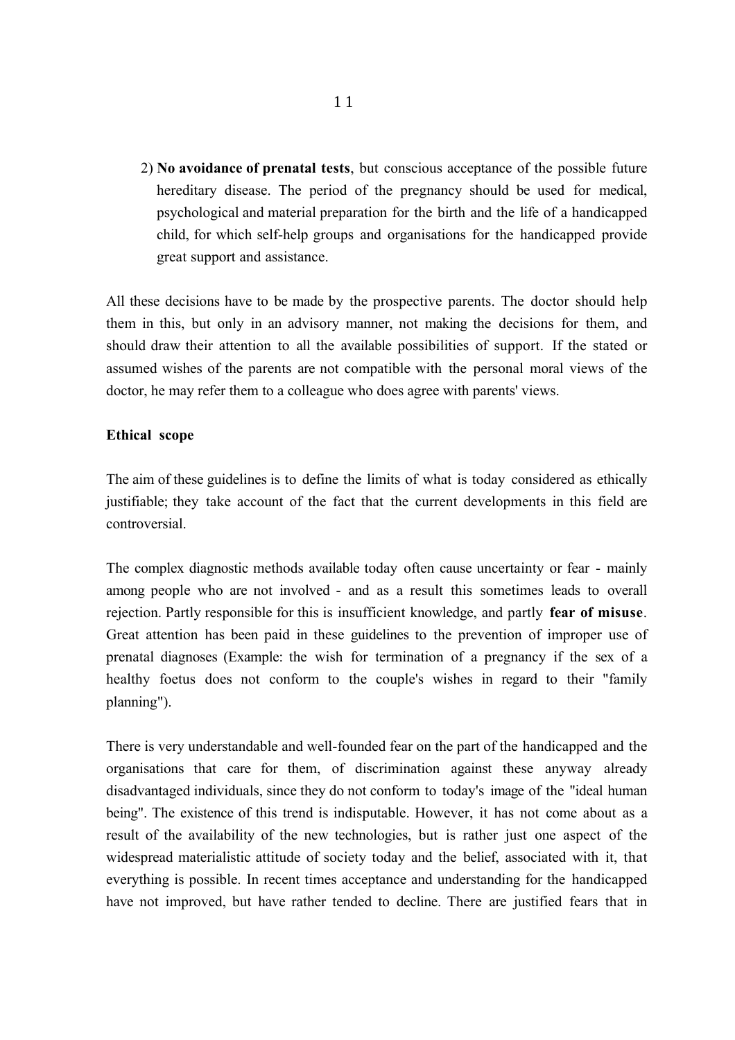2) **No avoidance of prenatal tests**, but conscious acceptance of the possible future hereditary disease. The period of the pregnancy should be used for medical, psychological and material preparation for the birth and the life of a handicapped child, for which self-help groups and organisations for the handicapped provide great support and assistance.

All these decisions have to be made by the prospective parents. The doctor should help them in this, but only in an advisory manner, not making the decisions for them, and should draw their attention to all the available possibilities of support. If the stated or assumed wishes of the parents are not compatible with the personal moral views of the doctor, he may refer them to a colleague who does agree with parents' views.

**Ethical scope**

The aim of these guidelines is to define the limits of what is today considered as ethically justifiable; they take account of the fact that the current developments in this field are controversial.

The complex diagnostic methods available today often cause uncertainty or fear - mainly among people who are not involved - and as a result this sometimes leads to overall rejection. Partly responsible for this is insufficient knowledge, and partly **fear of misuse**. Great attention has been paid in these guidelines to the prevention of improper use of prenatal diagnoses (Example: the wish for termination of a pregnancy if the sex of a healthy foetus does not conform to the couple's wishes in regard to their "family planning").

There is very understandable and well-founded fear on the part of the handicapped and the organisations that care for them, of discrimination against these anyway already disadvantaged individuals, since they do not conform to today's image of the "ideal human being". The existence of this trend is indisputable. However, it has not come about as a result of the availability of the new technologies, but is rather just one aspect of the widespread materialistic attitude of society today and the belief, associated with it, that everything is possible. In recent times acceptance and understanding for the handicapped have not improved, but have rather tended to decline. There are justified fears that in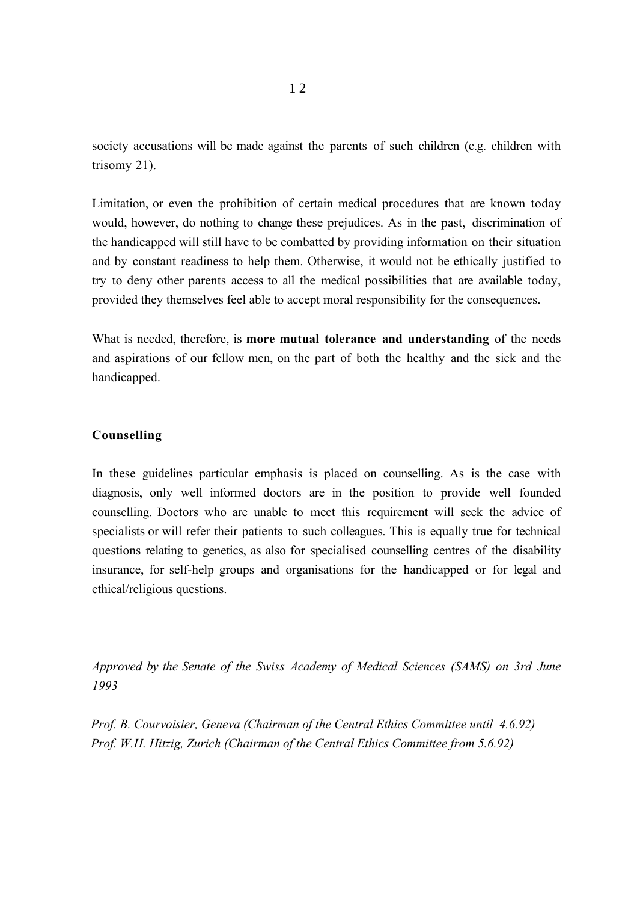society accusations will be made against the parents of such children (e.g. children with trisomy 21).

Limitation, or even the prohibition of certain medical procedures that are known today would, however, do nothing to change these prejudices. As in the past, discrimination of the handicapped will still have to be combatted by providing information on their situation and by constant readiness to help them. Otherwise, it would not be ethically justified to try to deny other parents access to all the medical possibilities that are available today, provided they themselves feel able to accept moral responsibility for the consequences.

What is needed, therefore, is **more mutual tolerance and understanding** of the needs and aspirations of our fellow men, on the part of both the healthy and the sick and the handicapped.

## Counselling

In these guidelines particular emphasis is placed on counselling. As is the case with diagnosis, only well informed doctors are in the position to provide well founded counselling. Doctors who are unable to meet this requirement will seek the advice of specialists or will refer their patients to such colleagues. This is equally true for technical questions relating to genetics, as also for specialised counselling centres of the disability insurance, for self-help groups and organisations for the handicapped or for legal and ethical/religious questions.

*Approved by the Senate of the Swiss Academy of Medical Sciences (SAMS) on 3rd June 1993*

*Prof. B. Courvoisier, Geneva (Chairman of the Central Ethics Committee until 4.6.92)*
*Prof. W.H. Hitzig, Zurich (Chairman of the Central Ethics Committee from 5.6.92)*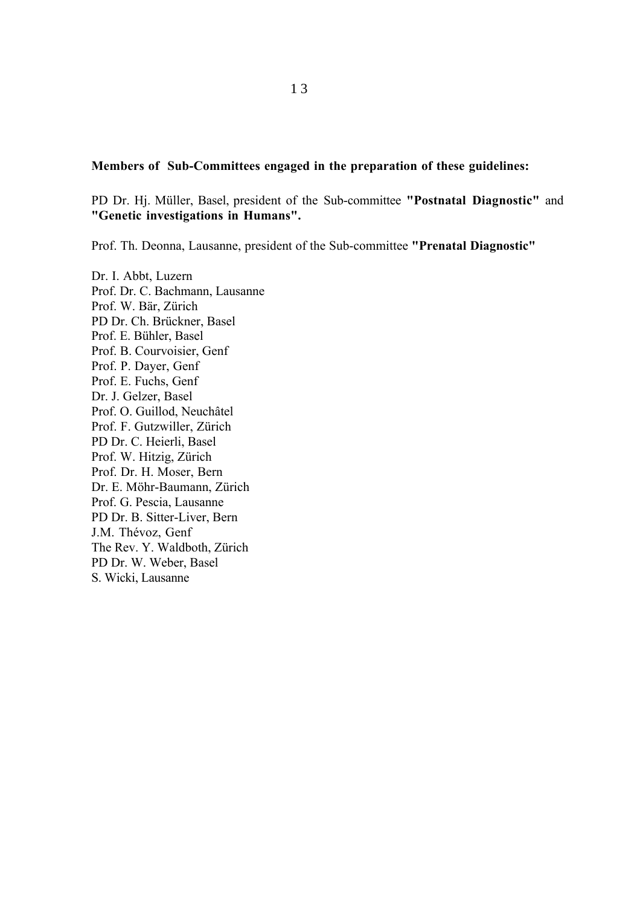**Members of Sub-Committees engaged in the preparation of these guidelines:**

PD Dr. Hj. Müller, Basel, president of the Sub-committee **"Postnatal Diagnostic"** and **"Genetic investigations in Humans".**

Prof. Th. Deonna, Lausanne, president of the Sub-committee **"Prenatal Diagnostic"**

Dr. I. Abbt, Luzern
Prof. Dr. C. Bachmann, Lausanne
Prof. W. Bär, Zürich
PD Dr. Ch. Brückner, Basel
Prof. E. Bühler, Basel
Prof. B. Courvoisier, Genf
Prof. P. Dayer, Genf
Prof. E. Fuchs, Genf
Dr. J. Gelzer, Basel
Prof. O. Guillod, Neuchâtel
Prof. F. Gutzwiller, Zürich
PD Dr. C. Heierli, Basel
Prof. W. Hitzig, Zürich
Prof. Dr. H. Moser, Bern
Dr. E. Möhr-Baumann, Zürich
Prof. G. Pescia, Lausanne
PD Dr. B. Sitter-Liver, Bern
J.M. Thévoz, Genf
The Rev. Y. Waldboth, Zürich
PD Dr. W. Weber, Basel
S. Wicki, Lausanne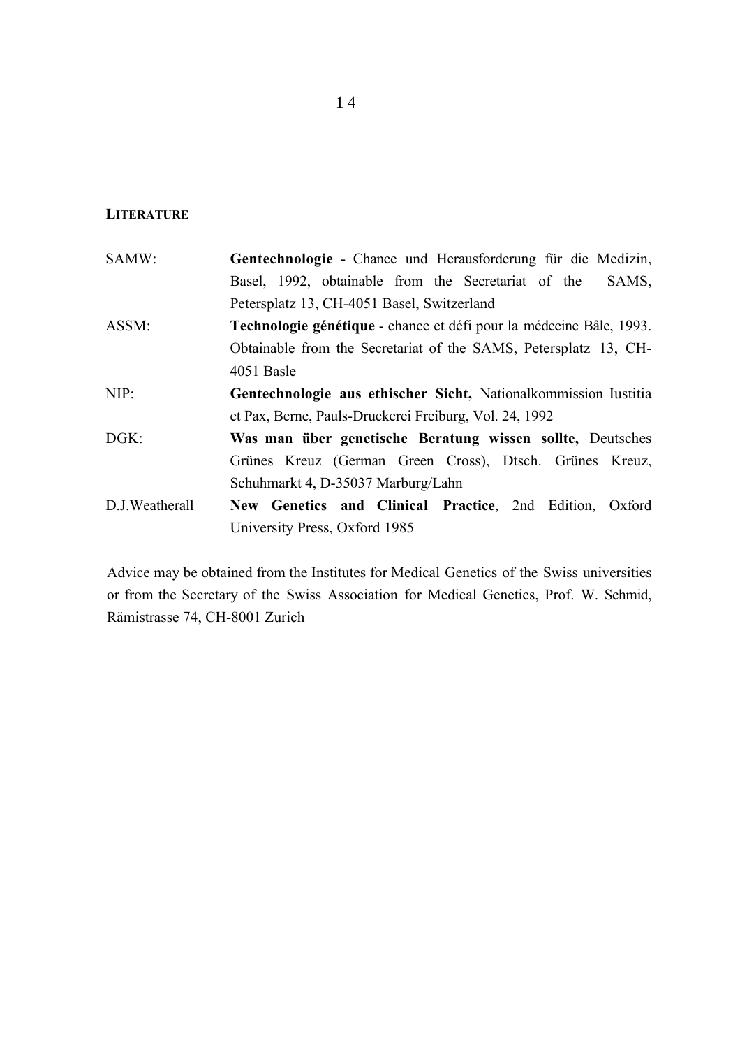## LITERATURE

| | |
|---|---|
| SAMW: | **Gentechnologie** - Chance und Herausforderung für die Medizin, Basel, 1992, obtainable from the Secretariat of the SAMS, Petersplatz 13, CH-4051 Basel, Switzerland |
| ASSM: | **Technologie génétique** - chance et défi pour la médecine Bâle, 1993. Obtainable from the Secretariat of the SAMS, Petersplatz 13, CH-4051 Basle |
| NIP: | **Gentechnologie aus ethischer Sicht,** Nationalkommission Iustitia et Pax, Berne, Pauls-Druckerei Freiburg, Vol. 24, 1992 |
| DGK: | **Was man über genetische Beratung wissen sollte,** Deutsches Grünes Kreuz (German Green Cross), Dtsch. Grünes Kreuz, Schuhmarkt 4, D-35037 Marburg/Lahn |
| D.J.Weatherall | **New Genetics and Clinical Practice**, 2nd Edition, Oxford University Press, Oxford 1985 |

Advice may be obtained from the Institutes for Medical Genetics of the Swiss universities or from the Secretary of the Swiss Association for Medical Genetics, Prof. W. Schmid, Rämistrasse 74, CH-8001 Zurich